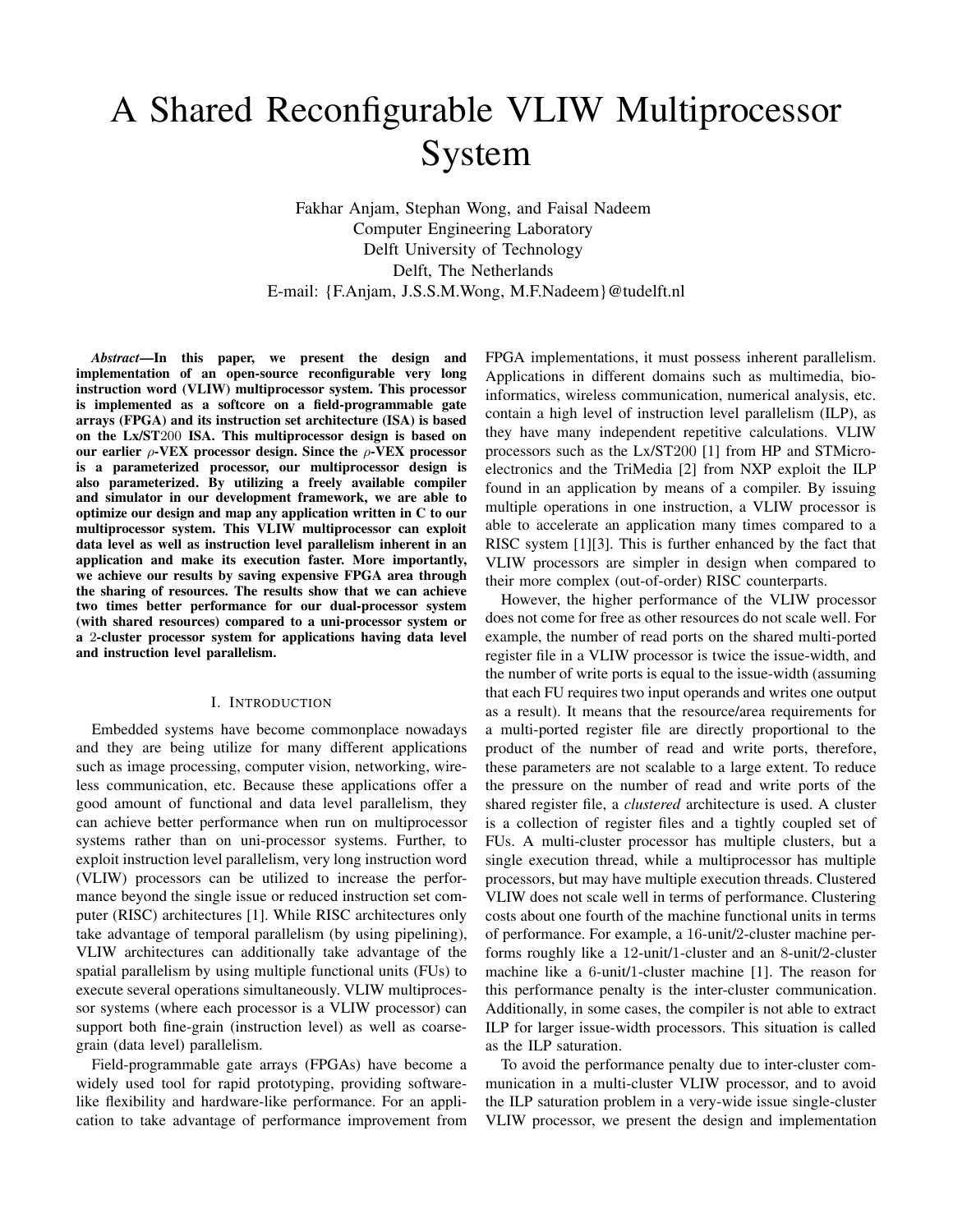# A Shared Reconfigurable VLIW Multiprocessor System

Fakhar Anjam, Stephan Wong, and Faisal Nadeem
Computer Engineering Laboratory
Delft University of Technology
Delft, The Netherlands
E-mail: {F.Anjam, J.S.S.M.Wong, M.F.Nadeem}@tudelft.nl

***Abstract*—In this paper, we present the design and implementation of an open-source reconfigurable very long instruction word (VLIW) multiprocessor system. This processor is implemented as a softcore on a field-programmable gate arrays (FPGA) and its instruction set architecture (ISA) is based on the Lx/ST200 ISA. This multiprocessor design is based on our earlier $\rho$-VEX processor design. Since the $\rho$-VEX processor is a parameterized processor, our multiprocessor design is also parameterized. By utilizing a freely available compiler and simulator in our development framework, we are able to optimize our design and map any application written in C to our multiprocessor system. This VLIW multiprocessor can exploit data level as well as instruction level parallelism inherent in an application and make its execution faster. More importantly, we achieve our results by saving expensive FPGA area through the sharing of resources. The results show that we can achieve two times better performance for our dual-processor system (with shared resources) compared to a uni-processor system or a 2-cluster processor system for applications having data level and instruction level parallelism.**

## I. Introduction

Embedded systems have become commonplace nowadays and they are being utilize for many different applications such as image processing, computer vision, networking, wireless communication, etc. Because these applications offer a good amount of functional and data level parallelism, they can achieve better performance when run on multiprocessor systems rather than on uni-processor systems. Further, to exploit instruction level parallelism, very long instruction word (VLIW) processors can be utilized to increase the performance beyond the single issue or reduced instruction set computer (RISC) architectures [1]. While RISC architectures only take advantage of temporal parallelism (by using pipelining), VLIW architectures can additionally take advantage of the spatial parallelism by using multiple functional units (FUs) to execute several operations simultaneously. VLIW multiprocessor systems (where each processor is a VLIW processor) can support both fine-grain (instruction level) as well as coarse-grain (data level) parallelism.

Field-programmable gate arrays (FPGAs) have become a widely used tool for rapid prototyping, providing software-like flexibility and hardware-like performance. For an application to take advantage of performance improvement from FPGA implementations, it must possess inherent parallelism. Applications in different domains such as multimedia, bio-informatics, wireless communication, numerical analysis, etc. contain a high level of instruction level parallelism (ILP), as they have many independent repetitive calculations. VLIW processors such as the Lx/ST200 [1] from HP and STMicroelectronics and the TriMedia [2] from NXP exploit the ILP found in an application by means of a compiler. By issuing multiple operations in one instruction, a VLIW processor is able to accelerate an application many times compared to a RISC system [1][3]. This is further enhanced by the fact that VLIW processors are simpler in design when compared to their more complex (out-of-order) RISC counterparts.

However, the higher performance of the VLIW processor does not come for free as other resources do not scale well. For example, the number of read ports on the shared multi-ported register file in a VLIW processor is twice the issue-width, and the number of write ports is equal to the issue-width (assuming that each FU requires two input operands and writes one output as a result). It means that the resource/area requirements for a multi-ported register file are directly proportional to the product of the number of read and write ports, therefore, these parameters are not scalable to a large extent. To reduce the pressure on the number of read and write ports of the shared register file, a *clustered* architecture is used. A cluster is a collection of register files and a tightly coupled set of FUs. A multi-cluster processor has multiple clusters, but a single execution thread, while a multiprocessor has multiple processors, but may have multiple execution threads. Clustered VLIW does not scale well in terms of performance. Clustering costs about one fourth of the machine functional units in terms of performance. For example, a 16-unit/2-cluster machine performs roughly like a 12-unit/1-cluster and an 8-unit/2-cluster machine like a 6-unit/1-cluster machine [1]. The reason for this performance penalty is the inter-cluster communication. Additionally, in some cases, the compiler is not able to extract ILP for larger issue-width processors. This situation is called as the ILP saturation.

To avoid the performance penalty due to inter-cluster communication in a multi-cluster VLIW processor, and to avoid the ILP saturation problem in a very-wide issue single-cluster VLIW processor, we present the design and implementation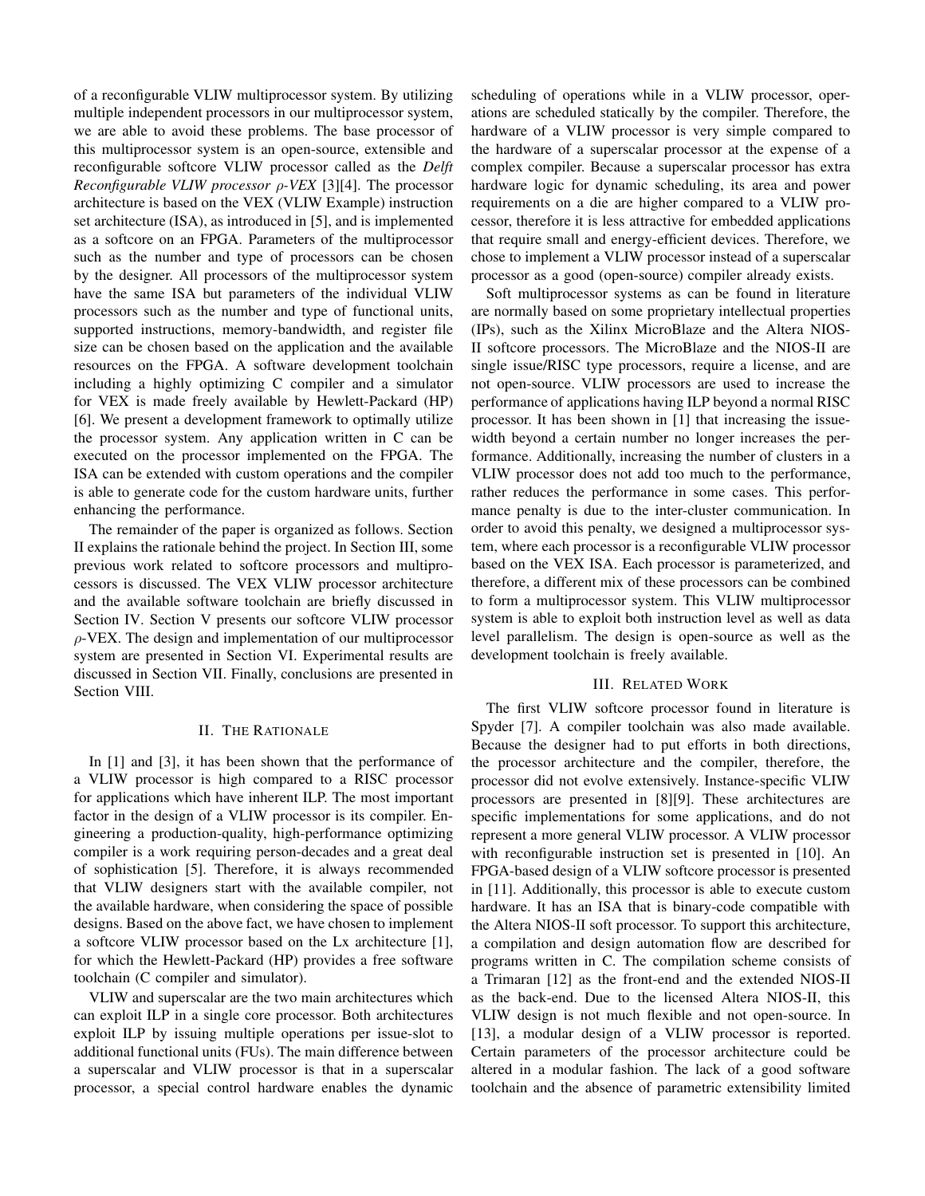of a reconfigurable VLIW multiprocessor system. By utilizing multiple independent processors in our multiprocessor system, we are able to avoid these problems. The base processor of this multiprocessor system is an open-source, extensible and reconfigurable softcore VLIW processor called as the *Delft Reconfigurable VLIW processor $\rho$-VEX* [3][4]. The processor architecture is based on the VEX (VLIW Example) instruction set architecture (ISA), as introduced in [5], and is implemented as a softcore on an FPGA. Parameters of the multiprocessor such as the number and type of processors can be chosen by the designer. All processors of the multiprocessor system have the same ISA but parameters of the individual VLIW processors such as the number and type of functional units, supported instructions, memory-bandwidth, and register file size can be chosen based on the application and the available resources on the FPGA. A software development toolchain including a highly optimizing C compiler and a simulator for VEX is made freely available by Hewlett-Packard (HP) [6]. We present a development framework to optimally utilize the processor system. Any application written in C can be executed on the processor implemented on the FPGA. The ISA can be extended with custom operations and the compiler is able to generate code for the custom hardware units, further enhancing the performance.

The remainder of the paper is organized as follows. Section II explains the rationale behind the project. In Section III, some previous work related to softcore processors and multiprocessors is discussed. The VEX VLIW processor architecture and the available software toolchain are briefly discussed in Section IV. Section V presents our softcore VLIW processor $\rho$-VEX. The design and implementation of our multiprocessor system are presented in Section VI. Experimental results are discussed in Section VII. Finally, conclusions are presented in Section VIII.

## II. The Rationale

In [1] and [3], it has been shown that the performance of a VLIW processor is high compared to a RISC processor for applications which have inherent ILP. The most important factor in the design of a VLIW processor is its compiler. Engineering a production-quality, high-performance optimizing compiler is a work requiring person-decades and a great deal of sophistication [5]. Therefore, it is always recommended that VLIW designers start with the available compiler, not the available hardware, when considering the space of possible designs. Based on the above fact, we have chosen to implement a softcore VLIW processor based on the Lx architecture [1], for which the Hewlett-Packard (HP) provides a free software toolchain (C compiler and simulator).

VLIW and superscalar are the two main architectures which can exploit ILP in a single core processor. Both architectures exploit ILP by issuing multiple operations per issue-slot to additional functional units (FUs). The main difference between a superscalar and VLIW processor is that in a superscalar processor, a special control hardware enables the dynamic scheduling of operations while in a VLIW processor, operations are scheduled statically by the compiler. Therefore, the hardware of a VLIW processor is very simple compared to the hardware of a superscalar processor at the expense of a complex compiler. Because a superscalar processor has extra hardware logic for dynamic scheduling, its area and power requirements on a die are higher compared to a VLIW processor, therefore it is less attractive for embedded applications that require small and energy-efficient devices. Therefore, we chose to implement a VLIW processor instead of a superscalar processor as a good (open-source) compiler already exists.

Soft multiprocessor systems as can be found in literature are normally based on some proprietary intellectual properties (IPs), such as the Xilinx MicroBlaze and the Altera NIOS-II softcore processors. The MicroBlaze and the NIOS-II are single issue/RISC type processors, require a license, and are not open-source. VLIW processors are used to increase the performance of applications having ILP beyond a normal RISC processor. It has been shown in [1] that increasing the issue-width beyond a certain number no longer increases the performance. Additionally, increasing the number of clusters in a VLIW processor does not add too much to the performance, rather reduces the performance in some cases. This performance penalty is due to the inter-cluster communication. In order to avoid this penalty, we designed a multiprocessor system, where each processor is a reconfigurable VLIW processor based on the VEX ISA. Each processor is parameterized, and therefore, a different mix of these processors can be combined to form a multiprocessor system. This VLIW multiprocessor system is able to exploit both instruction level as well as data level parallelism. The design is open-source as well as the development toolchain is freely available.

## III. Related Work

The first VLIW softcore processor found in literature is Spyder [7]. A compiler toolchain was also made available. Because the designer had to put efforts in both directions, the processor architecture and the compiler, therefore, the processor did not evolve extensively. Instance-specific VLIW processors are presented in [8][9]. These architectures are specific implementations for some applications, and do not represent a more general VLIW processor. A VLIW processor with reconfigurable instruction set is presented in [10]. An FPGA-based design of a VLIW softcore processor is presented in [11]. Additionally, this processor is able to execute custom hardware. It has an ISA that is binary-code compatible with the Altera NIOS-II soft processor. To support this architecture, a compilation and design automation flow are described for programs written in C. The compilation scheme consists of a Trimaran [12] as the front-end and the extended NIOS-II as the back-end. Due to the licensed Altera NIOS-II, this VLIW design is not much flexible and not open-source. In [13], a modular design of a VLIW processor is reported. Certain parameters of the processor architecture could be altered in a modular fashion. The lack of a good software toolchain and the absence of parametric extensibility limited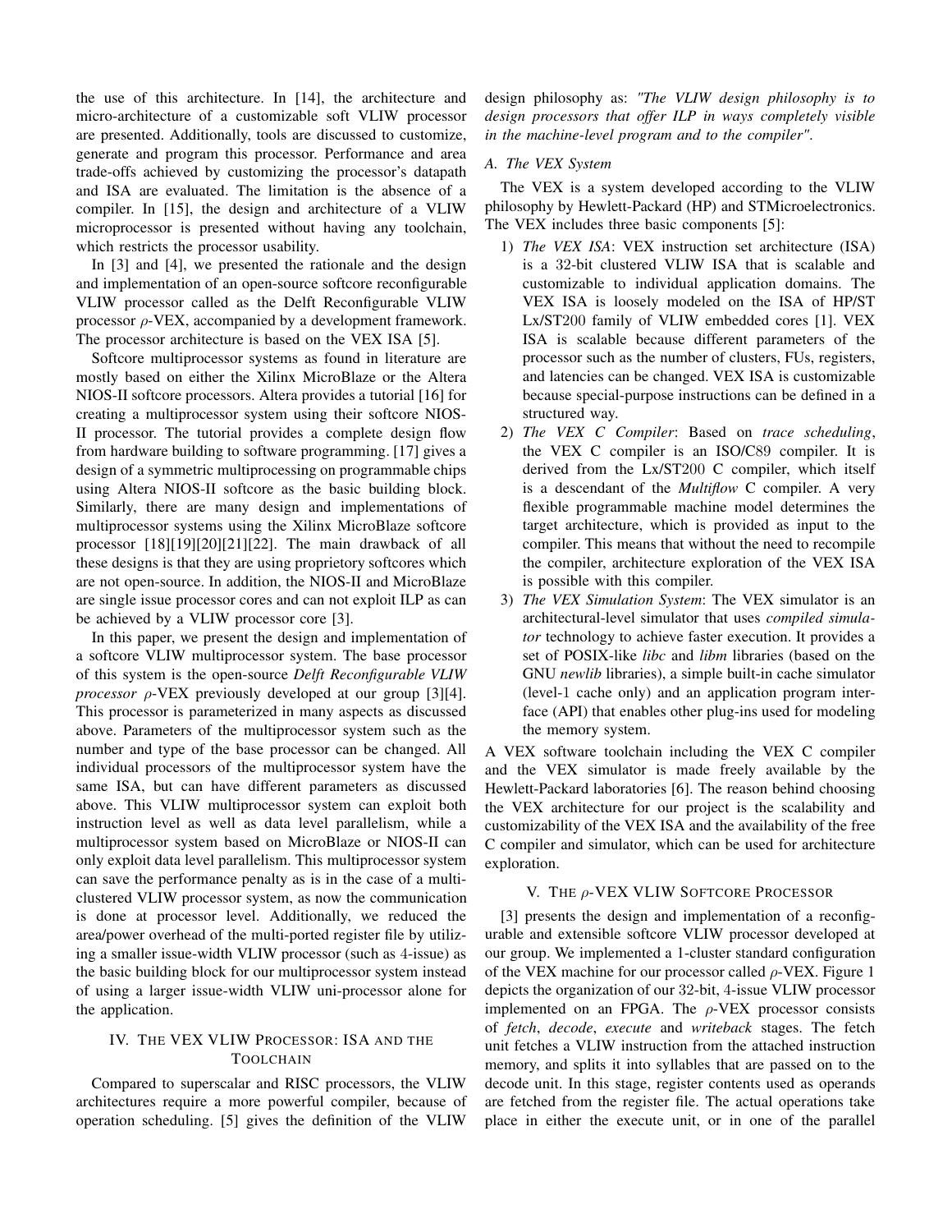the use of this architecture. In [14], the architecture and micro-architecture of a customizable soft VLIW processor are presented. Additionally, tools are discussed to customize, generate and program this processor. Performance and area trade-offs achieved by customizing the processor's datapath and ISA are evaluated. The limitation is the absence of a compiler. In [15], the design and architecture of a VLIW microprocessor is presented without having any toolchain, which restricts the processor usability.

In [3] and [4], we presented the rationale and the design and implementation of an open-source softcore reconfigurable VLIW processor called as the Delft Reconfigurable VLIW processor $\rho$-VEX, accompanied by a development framework. The processor architecture is based on the VEX ISA [5].

Softcore multiprocessor systems as found in literature are mostly based on either the Xilinx MicroBlaze or the Altera NIOS-II softcore processors. Altera provides a tutorial [16] for creating a multiprocessor system using their softcore NIOS-II processor. The tutorial provides a complete design flow from hardware building to software programming. [17] gives a design of a symmetric multiprocessing on programmable chips using Altera NIOS-II softcore as the basic building block. Similarly, there are many design and implementations of multiprocessor systems using the Xilinx MicroBlaze softcore processor [18][19][20][21][22]. The main drawback of all these designs is that they are using proprietory softcores which are not open-source. In addition, the NIOS-II and MicroBlaze are single issue processor cores and can not exploit ILP as can be achieved by a VLIW processor core [3].

In this paper, we present the design and implementation of a softcore VLIW multiprocessor system. The base processor of this system is the open-source *Delft Reconfigurable VLIW processor* $\rho$-VEX previously developed at our group [3][4]. This processor is parameterized in many aspects as discussed above. Parameters of the multiprocessor system such as the number and type of the base processor can be changed. All individual processors of the multiprocessor system have the same ISA, but can have different parameters as discussed above. This VLIW multiprocessor system can exploit both instruction level as well as data level parallelism, while a multiprocessor system based on MicroBlaze or NIOS-II can only exploit data level parallelism. This multiprocessor system can save the performance penalty as is in the case of a multi-clustered VLIW processor system, as now the communication is done at processor level. Additionally, we reduced the area/power overhead of the multi-ported register file by utilizing a smaller issue-width VLIW processor (such as 4-issue) as the basic building block for our multiprocessor system instead of using a larger issue-width VLIW uni-processor alone for the application.

## IV. The VEX VLIW Processor: ISA and the Toolchain

Compared to superscalar and RISC processors, the VLIW architectures require a more powerful compiler, because of operation scheduling. [5] gives the definition of the VLIW design philosophy as: *"The VLIW design philosophy is to design processors that offer ILP in ways completely visible in the machine-level program and to the compiler"*.

### A. The VEX System

The VEX is a system developed according to the VLIW philosophy by Hewlett-Packard (HP) and STMicroelectronics. The VEX includes three basic components [5]:

1) *The VEX ISA*: VEX instruction set architecture (ISA) is a 32-bit clustered VLIW ISA that is scalable and customizable to individual application domains. The VEX ISA is loosely modeled on the ISA of HP/ST Lx/ST200 family of VLIW embedded cores [1]. VEX ISA is scalable because different parameters of the processor such as the number of clusters, FUs, registers, and latencies can be changed. VEX ISA is customizable because special-purpose instructions can be defined in a structured way.
2) *The VEX C Compiler*: Based on *trace scheduling*, the VEX C compiler is an ISO/C89 compiler. It is derived from the Lx/ST200 C compiler, which itself is a descendant of the *Multiflow* C compiler. A very flexible programmable machine model determines the target architecture, which is provided as input to the compiler. This means that without the need to recompile the compiler, architecture exploration of the VEX ISA is possible with this compiler.
3) *The VEX Simulation System*: The VEX simulator is an architectural-level simulator that uses *compiled simulator* technology to achieve faster execution. It provides a set of POSIX-like *libc* and *libm* libraries (based on the GNU *newlib* libraries), a simple built-in cache simulator (level-1 cache only) and an application program interface (API) that enables other plug-ins used for modeling the memory system.

A VEX software toolchain including the VEX C compiler and the VEX simulator is made freely available by the Hewlett-Packard laboratories [6]. The reason behind choosing the VEX architecture for our project is the scalability and customizability of the VEX ISA and the availability of the free C compiler and simulator, which can be used for architecture exploration.

## V. The $\rho$-VEX VLIW Softcore Processor

[3] presents the design and implementation of a reconfigurable and extensible softcore VLIW processor developed at our group. We implemented a 1-cluster standard configuration of the VEX machine for our processor called $\rho$-VEX. Figure 1 depicts the organization of our 32-bit, 4-issue VLIW processor implemented on an FPGA. The $\rho$-VEX processor consists of *fetch*, *decode*, *execute* and *writeback* stages. The fetch unit fetches a VLIW instruction from the attached instruction memory, and splits it into syllables that are passed on to the decode unit. In this stage, register contents used as operands are fetched from the register file. The actual operations take place in either the execute unit, or in one of the parallel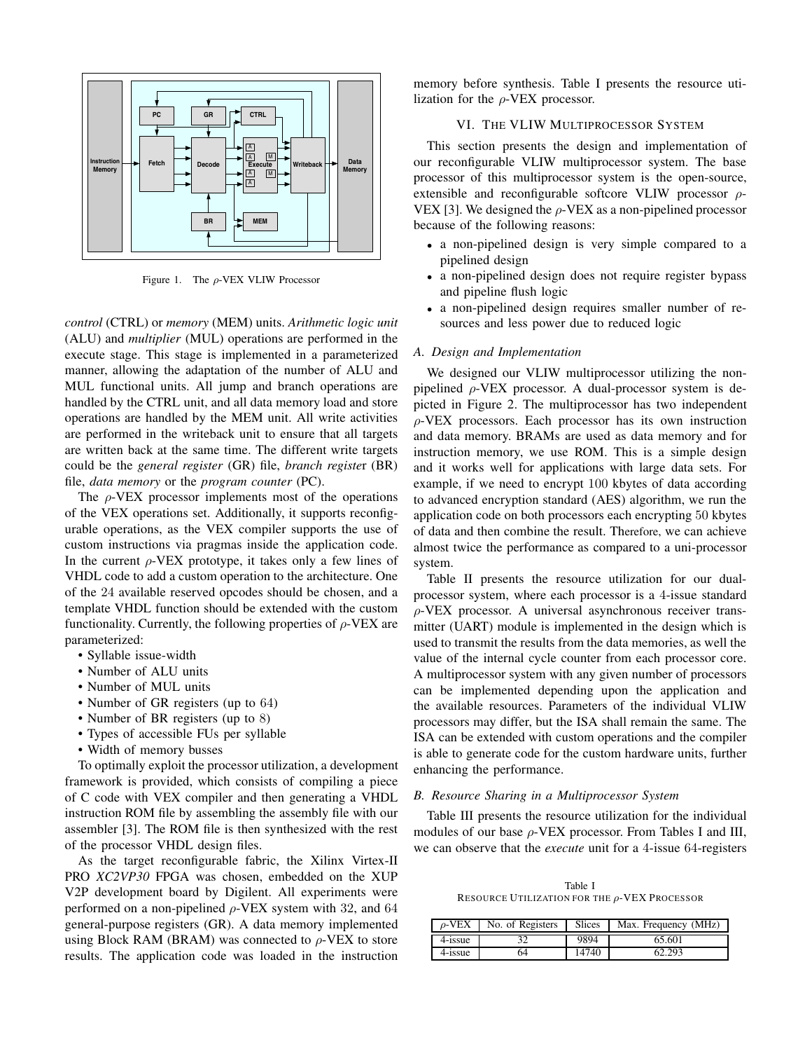Figure 1. The $\rho$-VEX VLIW Processor

*control* (CTRL) or *memory* (MEM) units. *Arithmetic logic unit* (ALU) and *multiplier* (MUL) operations are performed in the execute stage. This stage is implemented in a parameterized manner, allowing the adaptation of the number of ALU and MUL functional units. All jump and branch operations are handled by the CTRL unit, and all data memory load and store operations are handled by the MEM unit. All write activities are performed in the writeback unit to ensure that all targets are written back at the same time. The different write targets could be the *general register* (GR) file, *branch register* (BR) file, *data memory* or the *program counter* (PC).

The $\rho$-VEX processor implements most of the operations of the VEX operations set. Additionally, it supports reconfigurable operations, as the VEX compiler supports the use of custom instructions via pragmas inside the application code. In the current $\rho$-VEX prototype, it takes only a few lines of VHDL code to add a custom operation to the architecture. One of the 24 available reserved opcodes should be chosen, and a template VHDL function should be extended with the custom functionality. Currently, the following properties of $\rho$-VEX are parameterized:

- Syllable issue-width
- Number of ALU units
- Number of MUL units
- Number of GR registers (up to 64)
- Number of BR registers (up to 8)
- Types of accessible FUs per syllable
- Width of memory busses

To optimally exploit the processor utilization, a development framework is provided, which consists of compiling a piece of C code with VEX compiler and then generating a VHDL instruction ROM file by assembling the assembly file with our assembler [3]. The ROM file is then synthesized with the rest of the processor VHDL design files.

As the target reconfigurable fabric, the Xilinx Virtex-II PRO *XC2VP30* FPGA was chosen, embedded on the XUP V2P development board by Digilent. All experiments were performed on a non-pipelined $\rho$-VEX system with 32, and 64 general-purpose registers (GR). A data memory implemented using Block RAM (BRAM) was connected to $\rho$-VEX to store results. The application code was loaded in the instruction memory before synthesis. Table I presents the resource utilization for the $\rho$-VEX processor.

## VI. The VLIW Multiprocessor System

This section presents the design and implementation of our reconfigurable VLIW multiprocessor system. The base processor of this multiprocessor system is the open-source, extensible and reconfigurable softcore VLIW processor $\rho$-VEX [3]. We designed the $\rho$-VEX as a non-pipelined processor because of the following reasons:

- a non-pipelined design is very simple compared to a pipelined design
- a non-pipelined design does not require register bypass and pipeline flush logic
- a non-pipelined design requires smaller number of resources and less power due to reduced logic

### A. Design and Implementation

We designed our VLIW multiprocessor utilizing the non-pipelined $\rho$-VEX processor. A dual-processor system is depicted in Figure 2. The multiprocessor has two independent $\rho$-VEX processors. Each processor has its own instruction and data memory. BRAMs are used as data memory and for instruction memory, we use ROM. This is a simple design and it works well for applications with large data sets. For example, if we need to encrypt 100 kbytes of data according to advanced encryption standard (AES) algorithm, we run the application code on both processors each encrypting 50 kbytes of data and then combine the result. Therefore, we can achieve almost twice the performance as compared to a uni-processor system.

Table II presents the resource utilization for our dual-processor system, where each processor is a 4-issue standard $\rho$-VEX processor. A universal asynchronous receiver transmitter (UART) module is implemented in the design which is used to transmit the results from the data memories, as well the value of the internal cycle counter from each processor core. A multiprocessor system with any given number of processors can be implemented depending upon the application and the available resources. Parameters of the individual VLIW processors may differ, but the ISA shall remain the same. The ISA can be extended with custom operations and the compiler is able to generate code for the custom hardware units, further enhancing the performance.

### B. Resource Sharing in a Multiprocessor System

Table III presents the resource utilization for the individual modules of our base $\rho$-VEX processor. From Tables I and III, we can observe that the *execute* unit for a 4-issue 64-registers

Table I
Resource Utilization for the $\rho$-VEX Processor

| $\rho$-VEX | No. of Registers | Slices | Max. Frequency (MHz) |
|---|---|---|---|
| 4-issue | 32 | 9894 | 65.601 |
| 4-issue | 64 | 14740 | 62.293 |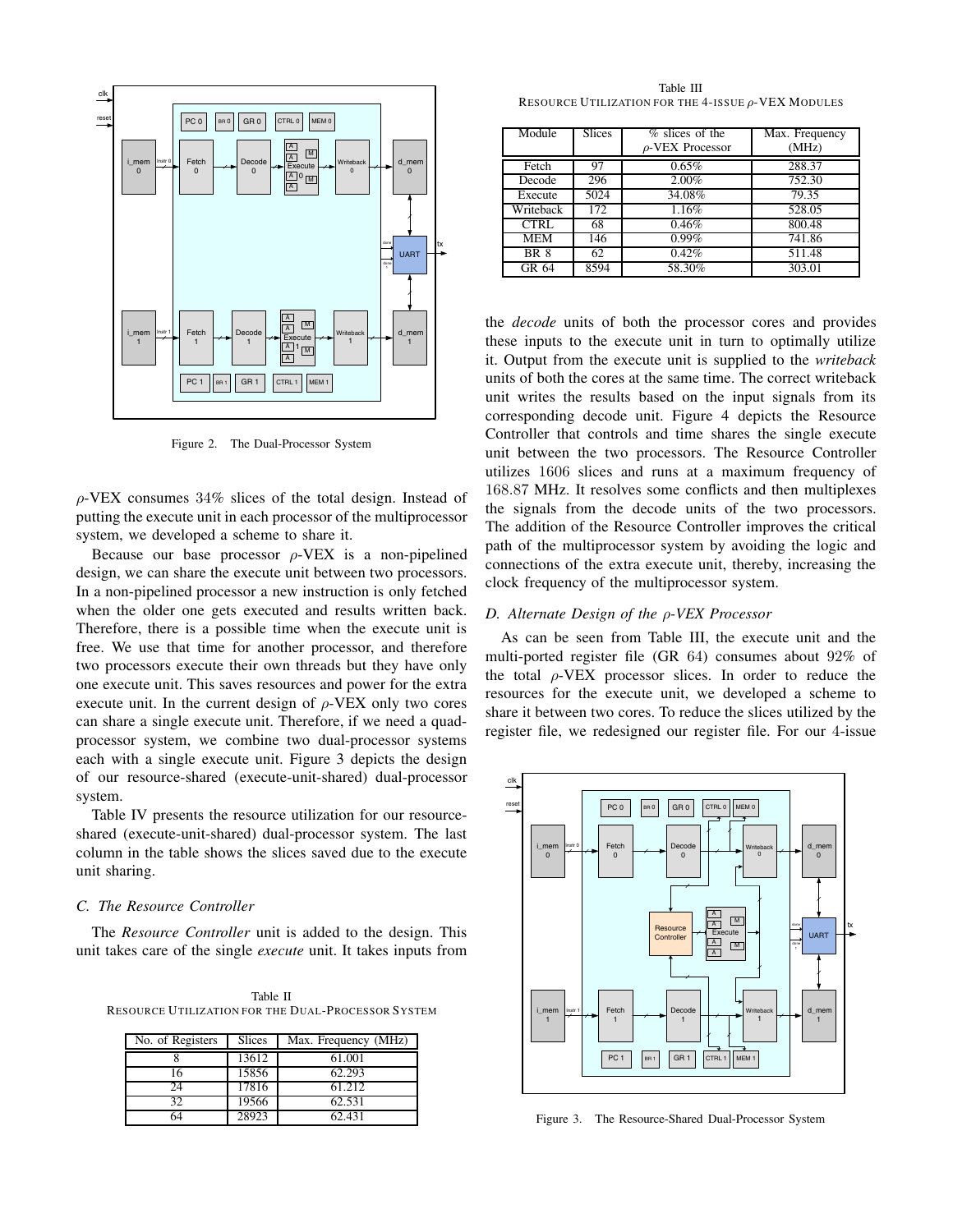Figure 2. The Dual-Processor System

$\rho$-VEX consumes $34\%$ slices of the total design. Instead of putting the execute unit in each processor of the multiprocessor system, we developed a scheme to share it.

Because our base processor $\rho$-VEX is a non-pipelined design, we can share the execute unit between two processors. In a non-pipelined processor a new instruction is only fetched when the older one gets executed and results written back. Therefore, there is a possible time when the execute unit is free. We use that time for another processor, and therefore two processors execute their own threads but they have only one execute unit. This saves resources and power for the extra execute unit. In the current design of $\rho$-VEX only two cores can share a single execute unit. Therefore, if we need a quad-processor system, we combine two dual-processor systems each with a single execute unit. Figure 3 depicts the design of our resource-shared (execute-unit-shared) dual-processor system.

Table IV presents the resource utilization for our resource-shared (execute-unit-shared) dual-processor system. The last column in the table shows the slices saved due to the execute unit sharing.

### C. The Resource Controller

The *Resource Controller* unit is added to the design. This unit takes care of the single *execute* unit. It takes inputs from the *decode* units of both the processor cores and provides these inputs to the execute unit in turn to optimally utilize it. Output from the execute unit is supplied to the *writeback* units of both the cores at the same time. The correct writeback unit writes the results based on the input signals from its corresponding decode unit. Figure 4 depicts the Resource Controller that controls and time shares the single execute unit between the two processors. The Resource Controller utilizes $1606$ slices and runs at a maximum frequency of $168.87$ MHz. It resolves some conflicts and then multiplexes the signals from the decode units of the two processors. The addition of the Resource Controller improves the critical path of the multiprocessor system by avoiding the logic and connections of the extra execute unit, thereby, increasing the clock frequency of the multiprocessor system.

Table II
RESOURCE UTILIZATION FOR THE DUAL-PROCESSOR SYSTEM

| No. of Registers | Slices | Max. Frequency (MHz) |
|---|---|---|
| 8 | 13612 | 61.001 |
| 16 | 15856 | 62.293 |
| 24 | 17816 | 61.212 |
| 32 | 19566 | 62.531 |
| 64 | 28923 | 62.431 |

Table III
RESOURCE UTILIZATION FOR THE 4-ISSUE $\rho$-VEX MODULES

| Module | Slices | % slices of the $\rho$-VEX Processor | Max. Frequency (MHz) |
|---|---|---|---|
| Fetch | 97 | 0.65% | 288.37 |
| Decode | 296 | 2.00% | 752.30 |
| Execute | 5024 | 34.08% | 79.35 |
| Writeback | 172 | 1.16% | 528.05 |
| CTRL | 68 | 0.46% | 800.48 |
| MEM | 146 | 0.99% | 741.86 |
| BR 8 | 62 | 0.42% | 511.48 |
| GR 64 | 8594 | 58.30% | 303.01 |

### D. Alternate Design of the $\rho$-VEX Processor

As can be seen from Table III, the execute unit and the multi-ported register file (GR $64$) consumes about $92\%$ of the total $\rho$-VEX processor slices. In order to reduce the resources for the execute unit, we developed a scheme to share it between two cores. To reduce the slices utilized by the register file, we redesigned our register file. For our $4$-issue

Figure 3. The Resource-Shared Dual-Processor System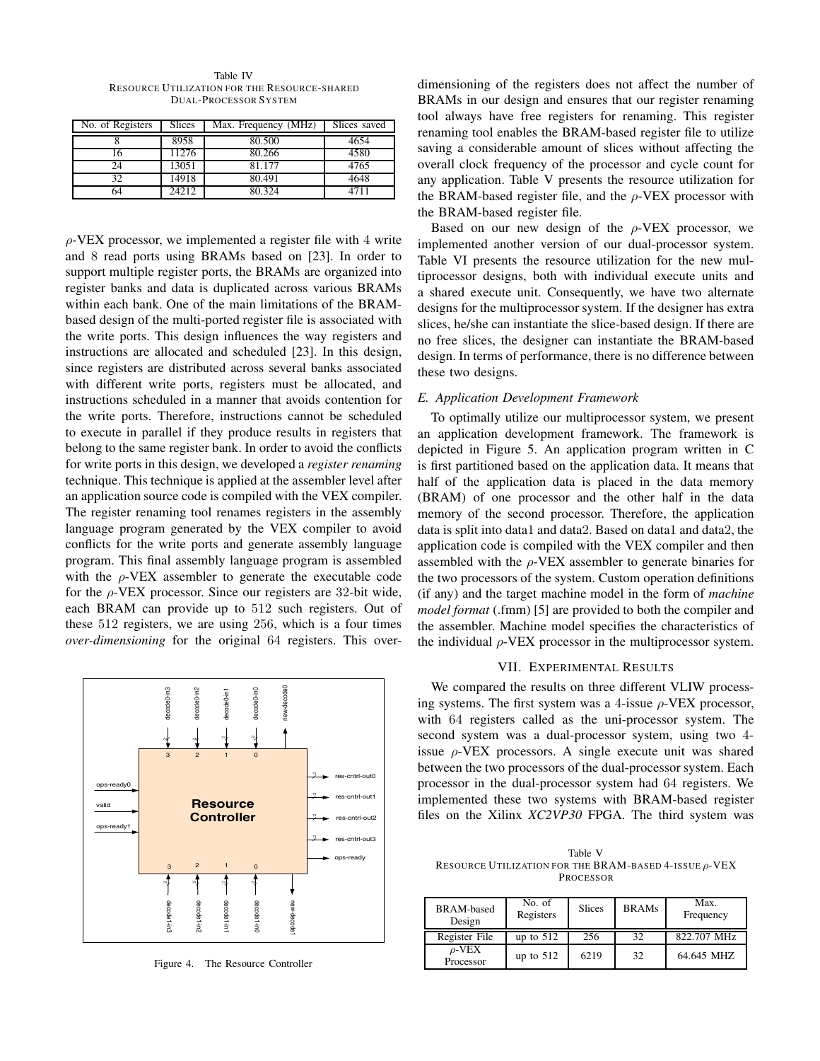Table IV
RESOURCE UTILIZATION FOR THE RESOURCE-SHARED DUAL-PROCESSOR SYSTEM

| No. of Registers | Slices | Max. Frequency (MHz) | Slices saved |
|---|---|---|---|
| 8 | 8958 | 80.500 | 4654 |
| 16 | 11276 | 80.266 | 4580 |
| 24 | 13051 | 81.177 | 4765 |
| 32 | 14918 | 80.491 | 4648 |
| 64 | 24212 | 80.324 | 4711 |

$\rho$-VEX processor, we implemented a register file with 4 write and 8 read ports using BRAMs based on [23]. In order to support multiple register ports, the BRAMs are organized into register banks and data is duplicated across various BRAMs within each bank. One of the main limitations of the BRAM-based design of the multi-ported register file is associated with the write ports. This design influences the way registers and instructions are allocated and scheduled [23]. In this design, since registers are distributed across several banks associated with different write ports, registers must be allocated, and instructions scheduled in a manner that avoids contention for the write ports. Therefore, instructions cannot be scheduled to execute in parallel if they produce results in registers that belong to the same register bank. In order to avoid the conflicts for write ports in this design, we developed a *register renaming* technique. This technique is applied at the assembler level after an application source code is compiled with the VEX compiler. The register renaming tool renames registers in the assembly language program generated by the VEX compiler to avoid conflicts for the write ports and generate assembly language program. This final assembly language program is assembled with the $\rho$-VEX assembler to generate the executable code for the $\rho$-VEX processor. Since our registers are 32-bit wide, each BRAM can provide up to 512 such registers. Out of these 512 registers, we are using 256, which is a four times *over-dimensioning* for the original 64 registers. This over-dimensioning of the registers does not affect the number of BRAMs in our design and ensures that our register renaming tool always have free registers for renaming. This register renaming tool enables the BRAM-based register file to utilize saving a considerable amount of slices without affecting the overall clock frequency of the processor and cycle count for any application. Table V presents the resource utilization for the BRAM-based register file, and the $\rho$-VEX processor with the BRAM-based register file.

Based on our new design of the $\rho$-VEX processor, we implemented another version of our dual-processor system. Table VI presents the resource utilization for the new multiprocessor designs, both with individual execute units and a shared execute unit. Consequently, we have two alternate designs for the multiprocessor system. If the designer has extra slices, he/she can instantiate the slice-based design. If there are no free slices, the designer can instantiate the BRAM-based design. In terms of performance, there is no difference between these two designs.

Figure 4. The Resource Controller

### E. Application Development Framework

To optimally utilize our multiprocessor system, we present an application development framework. The framework is depicted in Figure 5. An application program written in C is first partitioned based on the application data. It means that half of the application data is placed in the data memory (BRAM) of one processor and the other half in the data memory of the second processor. Therefore, the application data is split into data1 and data2. Based on data1 and data2, the application code is compiled with the VEX compiler and then assembled with the $\rho$-VEX assembler to generate binaries for the two processors of the system. Custom operation definitions (if any) and the target machine model in the form of *machine model format* (.fmm) [5] are provided to both the compiler and the assembler. Machine model specifies the characteristics of the individual $\rho$-VEX processor in the multiprocessor system.

## VII. EXPERIMENTAL RESULTS

We compared the results on three different VLIW processing systems. The first system was a 4-issue $\rho$-VEX processor, with 64 registers called as the uni-processor system. The second system was a dual-processor system, using two 4-issue $\rho$-VEX processors. A single execute unit was shared between the two processors of the dual-processor system. Each processor in the dual-processor system had 64 registers. We implemented these two systems with BRAM-based register files on the Xilinx *XC2VP30* FPGA. The third system was

Table V
RESOURCE UTILIZATION FOR THE BRAM-BASED 4-ISSUE $\rho$-VEX PROCESSOR

| BRAM-based Design | No. of Registers | Slices | BRAMs | Max. Frequency |
|---|---|---|---|---|
| Register File | up to 512 | 256 | 32 | 822.707 MHz |
| $\rho$-VEX Processor | up to 512 | 6219 | 32 | 64.645 MHZ |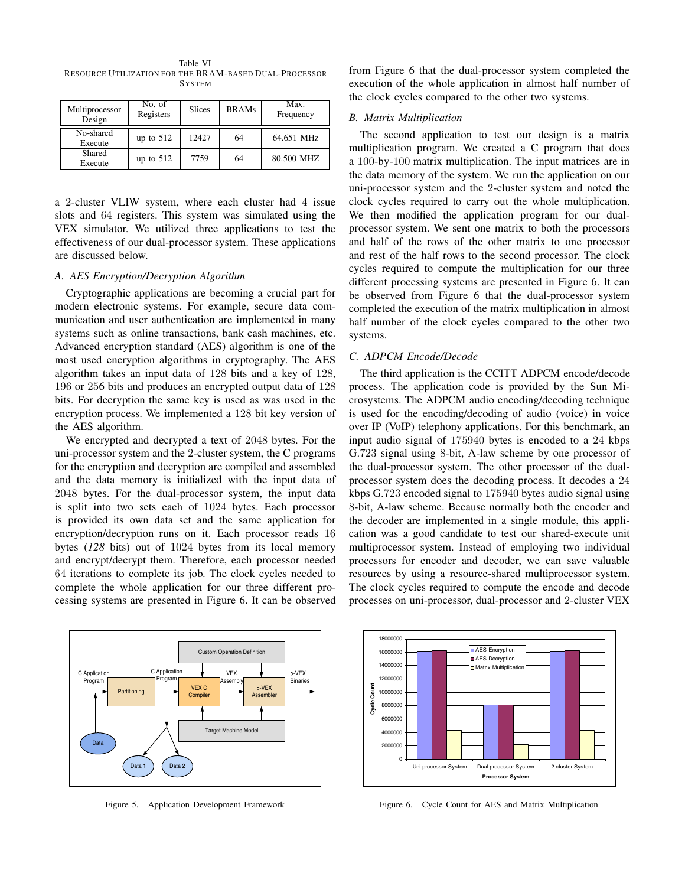Table VI
RESOURCE UTILIZATION FOR THE BRAM-BASED DUAL-PROCESSOR SYSTEM

| Multiprocessor Design | No. of Registers | Slices | BRAMs | Max. Frequency |
|---|---|---|---|---|
| No-shared Execute | up to 512 | 12427 | 64 | 64.651 MHz |
| Shared Execute | up to 512 | 7759 | 64 | 80.500 MHZ |

a 2-cluster VLIW system, where each cluster had 4 issue slots and 64 registers. This system was simulated using the VEX simulator. We utilized three applications to test the effectiveness of our dual-processor system. These applications are discussed below.

### A. AES Encryption/Decryption Algorithm

Cryptographic applications are becoming a crucial part for modern electronic systems. For example, secure data communication and user authentication are implemented in many systems such as online transactions, bank cash machines, etc. Advanced encryption standard (AES) algorithm is one of the most used encryption algorithms in cryptography. The AES algorithm takes an input data of 128 bits and a key of 128, 196 or 256 bits and produces an encrypted output data of 128 bits. For decryption the same key is used as was used in the encryption process. We implemented a 128 bit key version of the AES algorithm.

We encrypted and decrypted a text of 2048 bytes. For the uni-processor system and the 2-cluster system, the C programs for the encryption and decryption are compiled and assembled and the data memory is initialized with the input data of 2048 bytes. For the dual-processor system, the input data is split into two sets each of 1024 bytes. Each processor is provided its own data set and the same application for encryption/decryption runs on it. Each processor reads 16 bytes (*128* bits) out of 1024 bytes from its local memory and encrypt/decrypt them. Therefore, each processor needed 64 iterations to complete its job. The clock cycles needed to complete the whole application for our three different processing systems are presented in Figure 6. It can be observed from Figure 6 that the dual-processor system completed the execution of the whole application in almost half number of the clock cycles compared to the other two systems.

### B. Matrix Multiplication

The second application to test our design is a matrix multiplication program. We created a C program that does a 100-by-100 matrix multiplication. The input matrices are in the data memory of the system. We run the application on our uni-processor system and the 2-cluster system and noted the clock cycles required to carry out the whole multiplication. We then modified the application program for our dual-processor system. We sent one matrix to both the processors and half of the rows of the other matrix to one processor and rest of the half rows to the second processor. The clock cycles required to compute the multiplication for our three different processing systems are presented in Figure 6. It can be observed from Figure 6 that the dual-processor system completed the execution of the matrix multiplication in almost half number of the clock cycles compared to the other two systems.

### C. ADPCM Encode/Decode

The third application is the CCITT ADPCM encode/decode process. The application code is provided by the Sun Microsystems. The ADPCM audio encoding/decoding technique is used for the encoding/decoding of audio (voice) in voice over IP (VoIP) telephony applications. For this benchmark, an input audio signal of 175940 bytes is encoded to a 24 kbps G.723 signal using 8-bit, A-law scheme by one processor of the dual-processor system. The other processor of the dual-processor system does the decoding process. It decodes a 24 kbps G.723 encoded signal to 175940 bytes audio signal using 8-bit, A-law scheme. Because normally both the encoder and the decoder are implemented in a single module, this application was a good candidate to test our shared-execute unit multiprocessor system. Instead of employing two individual processors for encoder and decoder, we can save valuable resources by using a resource-shared multiprocessor system. The clock cycles required to compute the encode and decode processes on uni-processor, dual-processor and 2-cluster VEX

Figure 5. Application Development Framework

Figure 6. Cycle Count for AES and Matrix Multiplication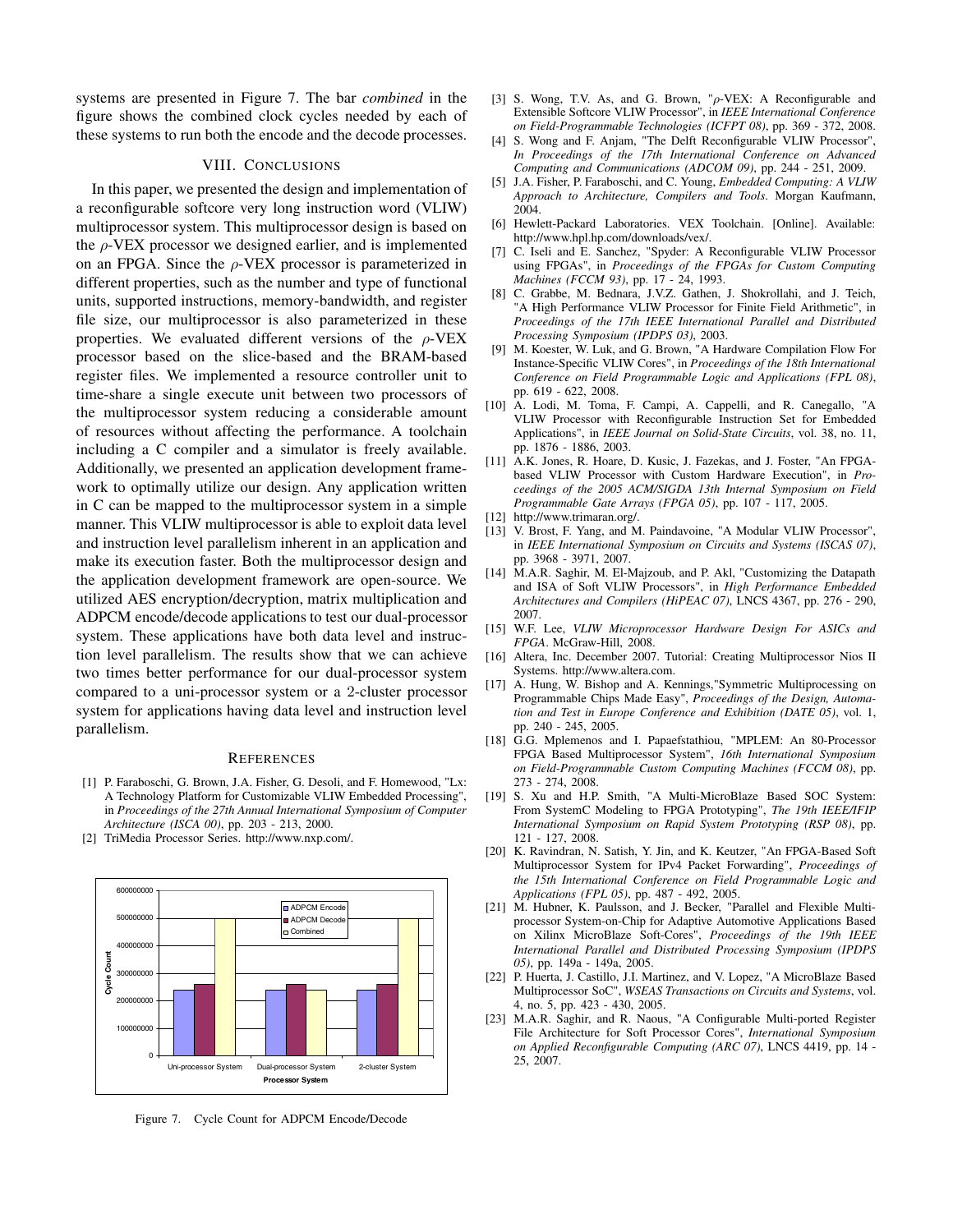systems are presented in Figure 7. The bar *combined* in the figure shows the combined clock cycles needed by each of these systems to run both the encode and the decode processes.

## VIII. Conclusions

In this paper, we presented the design and implementation of a reconfigurable softcore very long instruction word (VLIW) multiprocessor system. This multiprocessor design is based on the $\rho$-VEX processor we designed earlier, and is implemented on an FPGA. Since the $\rho$-VEX processor is parameterized in different properties, such as the number and type of functional units, supported instructions, memory-bandwidth, and register file size, our multiprocessor is also parameterized in these properties. We evaluated different versions of the $\rho$-VEX processor based on the slice-based and the BRAM-based register files. We implemented a resource controller unit to time-share a single execute unit between two processors of the multiprocessor system reducing a considerable amount of resources without affecting the performance. A toolchain including a C compiler and a simulator is freely available. Additionally, we presented an application development framework to optimally utilize our design. Any application written in C can be mapped to the multiprocessor system in a simple manner. This VLIW multiprocessor is able to exploit data level and instruction level parallelism inherent in an application and make its execution faster. Both the multiprocessor design and the application development framework are open-source. We utilized AES encryption/decryption, matrix multiplication and ADPCM encode/decode applications to test our dual-processor system. These applications have both data level and instruction level parallelism. The results show that we can achieve two times better performance for our dual-processor system compared to a uni-processor system or a 2-cluster processor system for applications having data level and instruction level parallelism.

## References

[1] P. Faraboschi, G. Brown, J.A. Fisher, G. Desoli, and F. Homewood, "Lx: A Technology Platform for Customizable VLIW Embedded Processing", in *Proceedings of the 27th Annual International Symposium of Computer Architecture (ISCA 00)*, pp. 203 - 213, 2000.

[2] TriMedia Processor Series. http://www.nxp.com/.

600000000
500000000
400000000
300000000
200000000
100000000
0
Cycle Count
ADPCM Encode
ADPCM Decode
Combined
Uni-processor System
Dual-processor System
2-cluster System
Processor System

Figure 7. Cycle Count for ADPCM Encode/Decode

[3] S. Wong, T.V. As, and G. Brown, "$\rho$-VEX: A Reconfigurable and Extensible Softcore VLIW Processor", in *IEEE International Conference on Field-Programmable Technologies (ICFPT 08)*, pp. 369 - 372, 2008.

[4] S. Wong and F. Anjam, "The Delft Reconfigurable VLIW Processor", *In Proceedings of the 17th International Conference on Advanced Computing and Communications (ADCOM 09)*, pp. 244 - 251, 2009.

[5] J.A. Fisher, P. Faraboschi, and C. Young, *Embedded Computing: A VLIW Approach to Architecture, Compilers and Tools*. Morgan Kaufmann, 2004.

[6] Hewlett-Packard Laboratories. VEX Toolchain. [Online]. Available: http://www.hpl.hp.com/downloads/vex/.

[7] C. Iseli and E. Sanchez, "Spyder: A Reconfigurable VLIW Processor using FPGAs", in *Proceedings of the FPGAs for Custom Computing Machines (FCCM 93)*, pp. 17 - 24, 1993.

[8] C. Grabbe, M. Bednara, J.V.Z. Gathen, J. Shokrollahi, and J. Teich, "A High Performance VLIW Processor for Finite Field Arithmetic", in *Proceedings of the 17th IEEE International Parallel and Distributed Processing Symposium (IPDPS 03)*, 2003.

[9] M. Koester, W. Luk, and G. Brown, "A Hardware Compilation Flow For Instance-Specific VLIW Cores", in *Proceedings of the 18th International Conference on Field Programmable Logic and Applications (FPL 08)*, pp. 619 - 622, 2008.

[10] A. Lodi, M. Toma, F. Campi, A. Cappelli, and R. Canegallo, "A VLIW Processor with Reconfigurable Instruction Set for Embedded Applications", in *IEEE Journal on Solid-State Circuits*, vol. 38, no. 11, pp. 1876 - 1886, 2003.

[11] A.K. Jones, R. Hoare, D. Kusic, J. Fazekas, and J. Foster, "An FPGA-based VLIW Processor with Custom Hardware Execution", in *Proceedings of the 2005 ACM/SIGDA 13th Internal Symposium on Field Programmable Gate Arrays (FPGA 05)*, pp. 107 - 117, 2005.

[12] http://www.trimaran.org/.

[13] V. Brost, F. Yang, and M. Paindavoine, "A Modular VLIW Processor", in *IEEE International Symposium on Circuits and Systems (ISCAS 07)*, pp. 3968 - 3971, 2007.

[14] M.A.R. Saghir, M. El-Majzoub, and P. Akl, "Customizing the Datapath and ISA of Soft VLIW Processors", in *High Performance Embedded Architectures and Compilers (HiPEAC 07)*, LNCS 4367, pp. 276 - 290, 2007.

[15] W.F. Lee, *VLIW Microprocessor Hardware Design For ASICs and FPGA*. McGraw-Hill, 2008.

[16] Altera, Inc. December 2007. Tutorial: Creating Multiprocessor Nios II Systems. http://www.altera.com.

[17] A. Hung, W. Bishop and A. Kennings,"Symmetric Multiprocessing on Programmable Chips Made Easy", *Proceedings of the Design, Automation and Test in Europe Conference and Exhibition (DATE 05)*, vol. 1, pp. 240 - 245, 2005.

[18] G.G. Mplemenos and I. Papaefstathiou, "MPLEM: An 80-Processor FPGA Based Multiprocessor System", *16th International Symposium on Field-Programmable Custom Computing Machines (FCCM 08)*, pp. 273 - 274, 2008.

[19] S. Xu and H.P. Smith, "A Multi-MicroBlaze Based SOC System: From SystemC Modeling to FPGA Prototyping", *The 19th IEEE/IFIP International Symposium on Rapid System Prototyping (RSP 08)*, pp. 121 - 127, 2008.

[20] K. Ravindran, N. Satish, Y. Jin, and K. Keutzer, "An FPGA-Based Soft Multiprocessor System for IPv4 Packet Forwarding", *Proceedings of the 15th International Conference on Field Programmable Logic and Applications (FPL 05)*, pp. 487 - 492, 2005.

[21] M. Hubner, K. Paulsson, and J. Becker, "Parallel and Flexible Multiprocessor System-on-Chip for Adaptive Automotive Applications Based on Xilinx MicroBlaze Soft-Cores", *Proceedings of the 19th IEEE International Parallel and Distributed Processing Symposium (IPDPS 05)*, pp. 149a - 149a, 2005.

[22] P. Huerta, J. Castillo, J.I. Martinez, and V. Lopez, "A MicroBlaze Based Multiprocessor SoC", *WSEAS Transactions on Circuits and Systems*, vol. 4, no. 5, pp. 423 - 430, 2005.

[23] M.A.R. Saghir, and R. Naous, "A Configurable Multi-ported Register File Architecture for Soft Processor Cores", *International Symposium on Applied Reconfigurable Computing (ARC 07)*, LNCS 4419, pp. 14 - 25, 2007.